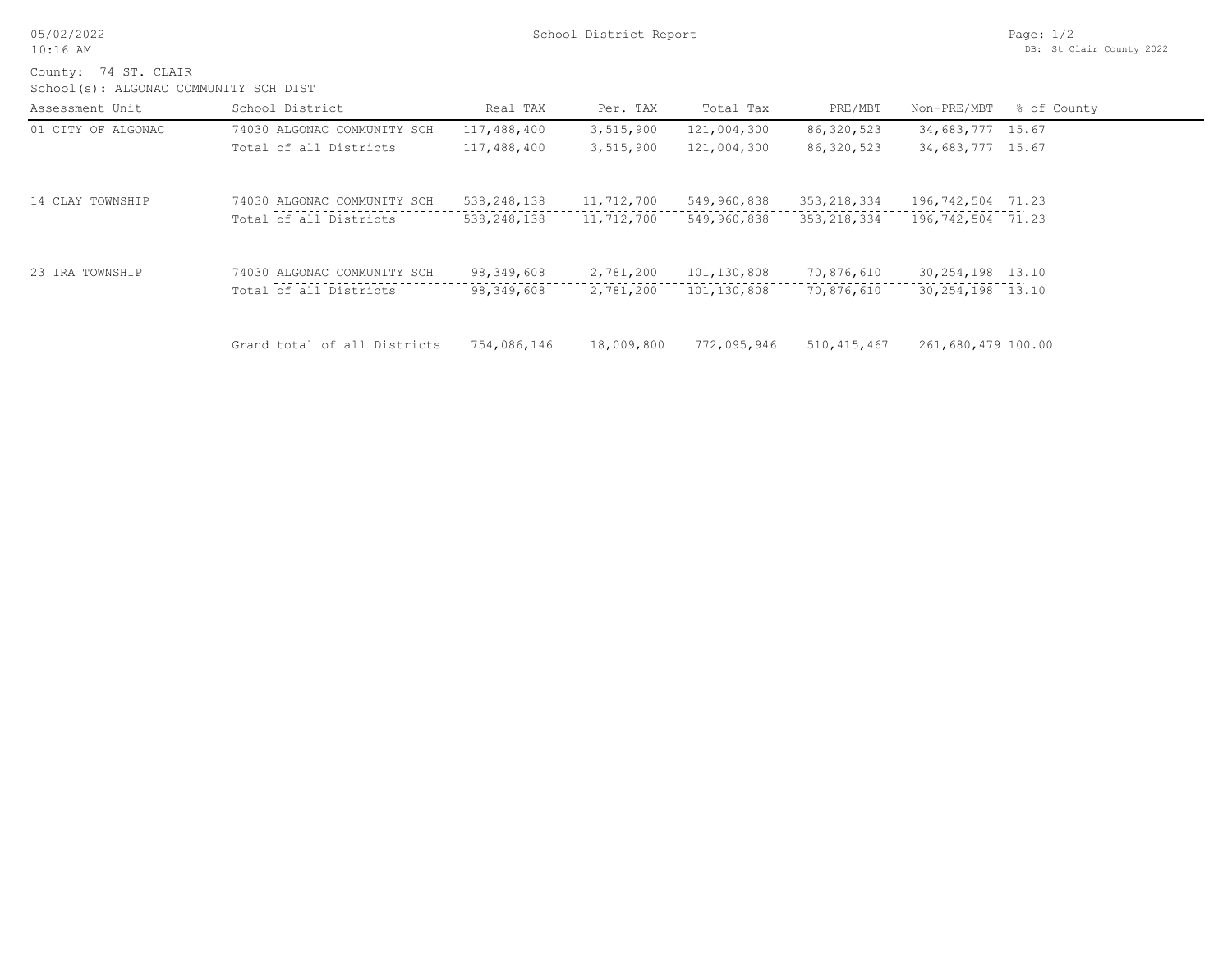School District Report

County: 74 ST. CLAIR
School(s): ALGONAC COMMUNITY SCH DIST

| Assessment Unit | School District | Real TAX | Per. TAX | Total Tax | PRE/MBT | Non-PRE/MBT | % of County |
|---|---|---|---|---|---|---|---|
| 01 CITY OF ALGONAC | 74030 ALGONAC COMMUNITY SCH | 117,488,400 | 3,515,900 | 121,004,300 | 86,320,523 | 34,683,777 | 15.67 |
| | Total of all Districts | 117,488,400 | 3,515,900 | 121,004,300 | 86,320,523 | 34,683,777 | 15.67 |
| 14 CLAY TOWNSHIP | 74030 ALGONAC COMMUNITY SCH | 538,248,138 | 11,712,700 | 549,960,838 | 353,218,334 | 196,742,504 | 71.23 |
| | Total of all Districts | 538,248,138 | 11,712,700 | 549,960,838 | 353,218,334 | 196,742,504 | 71.23 |
| 23 IRA TOWNSHIP | 74030 ALGONAC COMMUNITY SCH | 98,349,608 | 2,781,200 | 101,130,808 | 70,876,610 | 30,254,198 | 13.10 |
| | Total of all Districts | 98,349,608 | 2,781,200 | 101,130,808 | 70,876,610 | 30,254,198 | 13.10 |
| | Grand total of all Districts | 754,086,146 | 18,009,800 | 772,095,946 | 510,415,467 | 261,680,479 | 100.00 |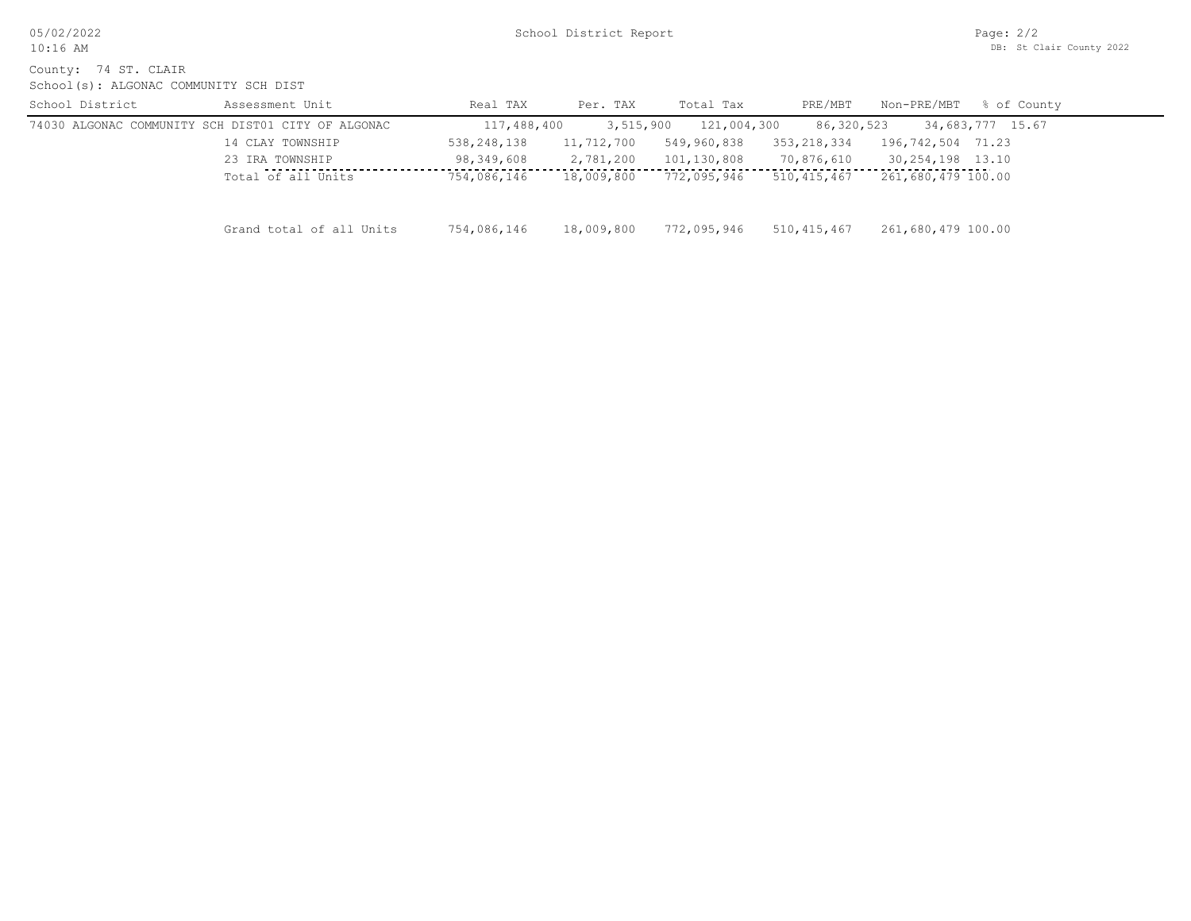County: 74 ST. CLAIR

School(s): ALGONAC COMMUNITY SCH DIST

| School District | Assessment Unit | Real TAX | Per. TAX | Total Tax | PRE/MBT | Non-PRE/MBT | % of County |
|---|---|---|---|---|---|---|---|
| 74030 ALGONAC COMMUNITY SCH DIST | 01 CITY OF ALGONAC | 117,488,400 | 3,515,900 | 121,004,300 | 86,320,523 | 34,683,777 | 15.67 |
| | 14 CLAY TOWNSHIP | 538,248,138 | 11,712,700 | 549,960,838 | 353,218,334 | 196,742,504 | 71.23 |
| | 23 IRA TOWNSHIP | 98,349,608 | 2,781,200 | 101,130,808 | 70,876,610 | 30,254,198 | 13.10 |
| | Total of all Units | 754,086,146 | 18,009,800 | 772,095,946 | 510,415,467 | 261,680,479 | 100.00 |
| | Grand total of all Units | 754,086,146 | 18,009,800 | 772,095,946 | 510,415,467 | 261,680,479 | 100.00 |